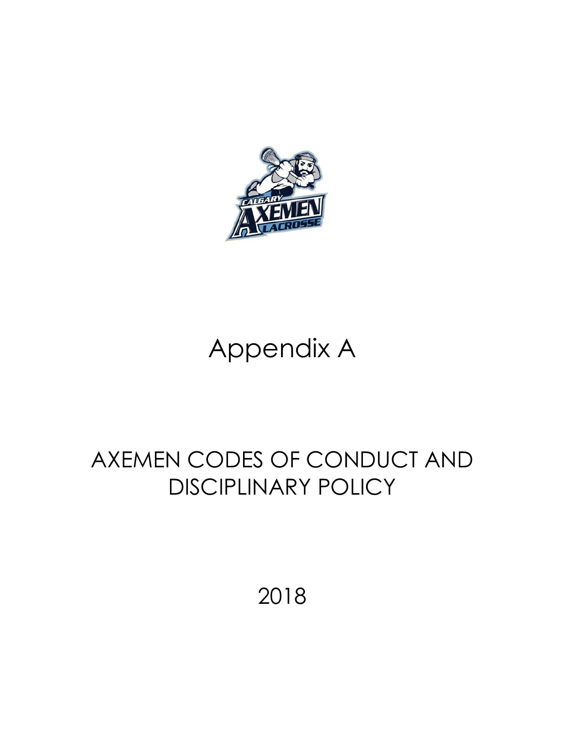# Appendix A

# AXEMEN CODES OF CONDUCT AND DISCIPLINARY POLICY

2018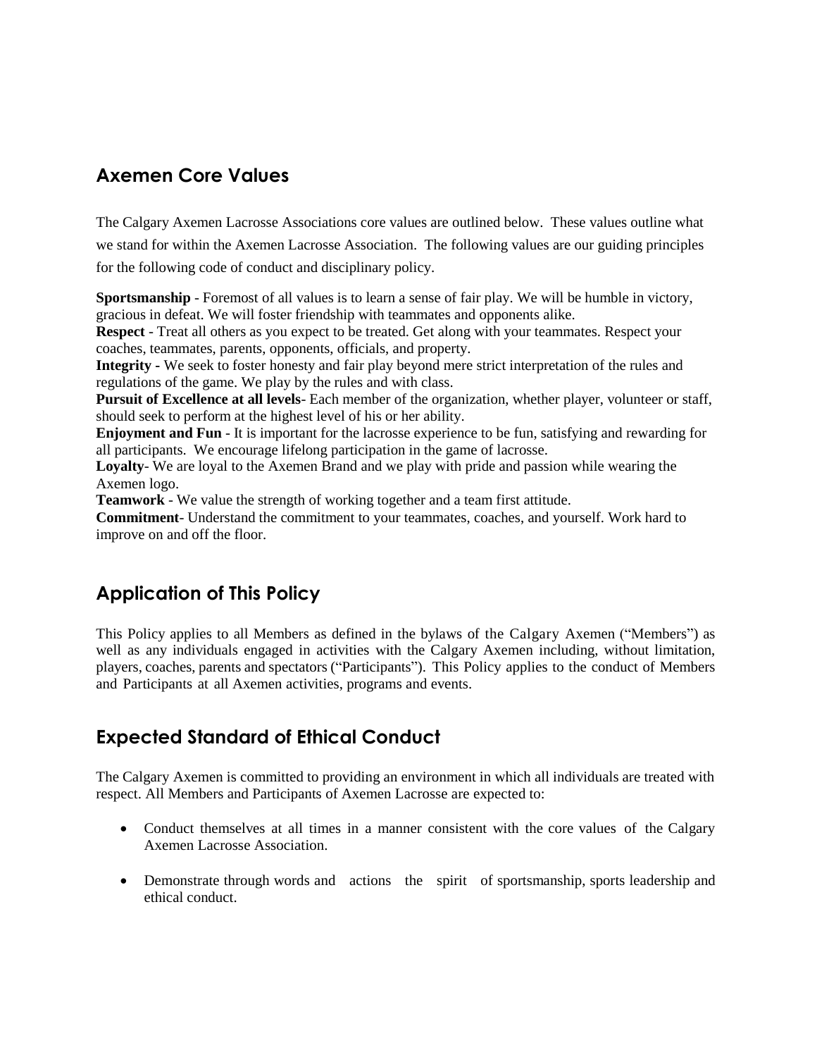## Axemen Core Values

The Calgary Axemen Lacrosse Associations core values are outlined below. These values outline what we stand for within the Axemen Lacrosse Association. The following values are our guiding principles for the following code of conduct and disciplinary policy.

**Sportsmanship** - Foremost of all values is to learn a sense of fair play. We will be humble in victory, gracious in defeat. We will foster friendship with teammates and opponents alike.
**Respect** - Treat all others as you expect to be treated. Get along with your teammates. Respect your coaches, teammates, parents, opponents, officials, and property.
**Integrity -** We seek to foster honesty and fair play beyond mere strict interpretation of the rules and regulations of the game. We play by the rules and with class.
**Pursuit of Excellence at all levels**- Each member of the organization, whether player, volunteer or staff, should seek to perform at the highest level of his or her ability.
**Enjoyment and Fun** - It is important for the lacrosse experience to be fun, satisfying and rewarding for all participants. We encourage lifelong participation in the game of lacrosse.
**Loyalty**- We are loyal to the Axemen Brand and we play with pride and passion while wearing the Axemen logo.
**Teamwork** - We value the strength of working together and a team first attitude.
**Commitment**- Understand the commitment to your teammates, coaches, and yourself. Work hard to improve on and off the floor.

## Application of This Policy

This Policy applies to all Members as defined in the bylaws of the Calgary Axemen ("Members") as well as any individuals engaged in activities with the Calgary Axemen including, without limitation, players, coaches, parents and spectators ("Participants"). This Policy applies to the conduct of Members and Participants at all Axemen activities, programs and events.

## Expected Standard of Ethical Conduct

The Calgary Axemen is committed to providing an environment in which all individuals are treated with respect. All Members and Participants of Axemen Lacrosse are expected to:

- Conduct themselves at all times in a manner consistent with the core values of the Calgary Axemen Lacrosse Association.
- Demonstrate through words and actions the spirit of sportsmanship, sports leadership and ethical conduct.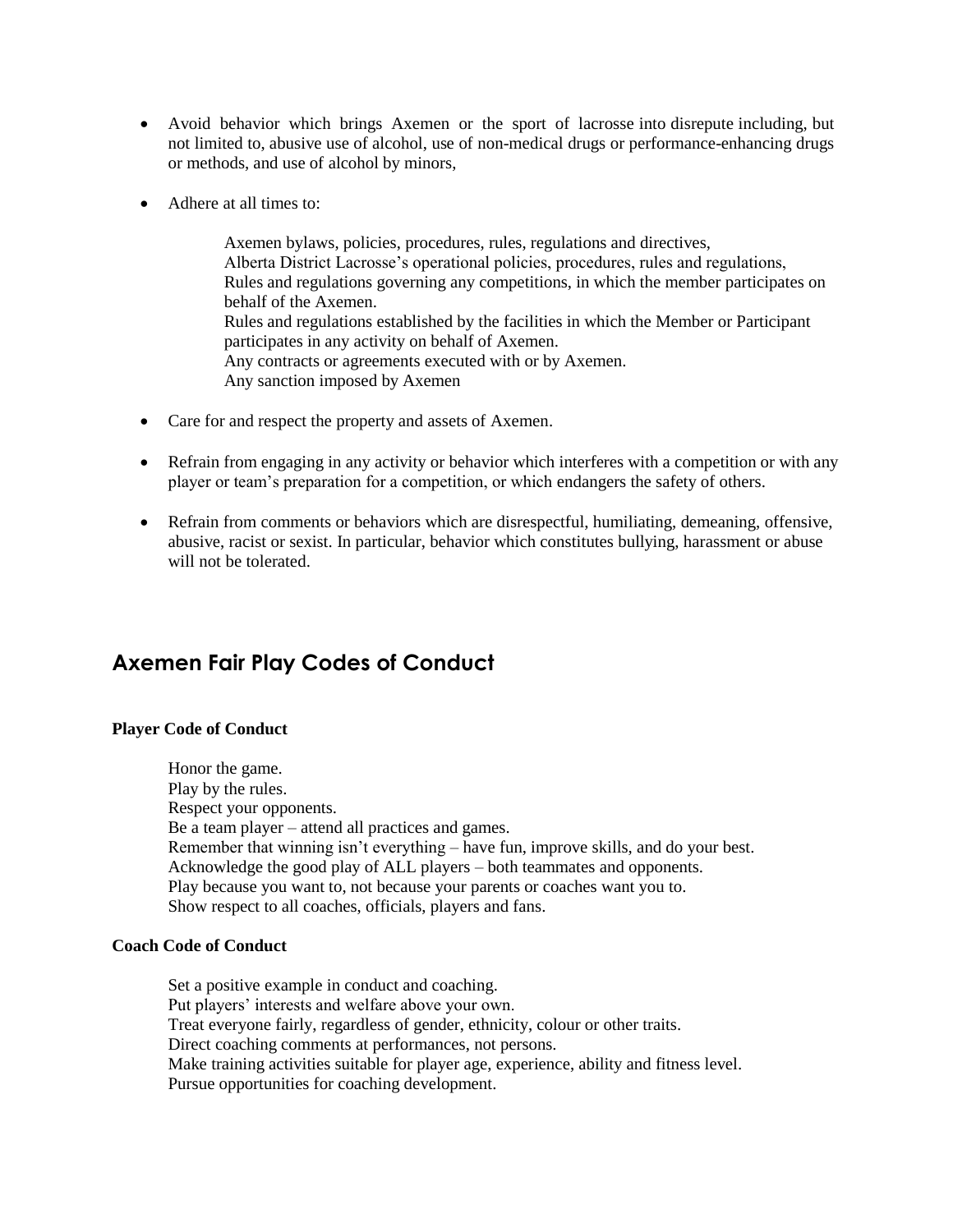- Avoid behavior which brings Axemen or the sport of lacrosse into disrepute including, but not limited to, abusive use of alcohol, use of non-medical drugs or performance-enhancing drugs or methods, and use of alcohol by minors,

- Adhere at all times to:

  Axemen bylaws, policies, procedures, rules, regulations and directives,
  Alberta District Lacrosse's operational policies, procedures, rules and regulations,
  Rules and regulations governing any competitions, in which the member participates on behalf of the Axemen.
  Rules and regulations established by the facilities in which the Member or Participant participates in any activity on behalf of Axemen.
  Any contracts or agreements executed with or by Axemen.
  Any sanction imposed by Axemen

- Care for and respect the property and assets of Axemen.

- Refrain from engaging in any activity or behavior which interferes with a competition or with any player or team's preparation for a competition, or which endangers the safety of others.

- Refrain from comments or behaviors which are disrespectful, humiliating, demeaning, offensive, abusive, racist or sexist. In particular, behavior which constitutes bullying, harassment or abuse will not be tolerated.

## Axemen Fair Play Codes of Conduct

**Player Code of Conduct**

Honor the game.
Play by the rules.
Respect your opponents.
Be a team player – attend all practices and games.
Remember that winning isn't everything – have fun, improve skills, and do your best.
Acknowledge the good play of ALL players – both teammates and opponents.
Play because you want to, not because your parents or coaches want you to.
Show respect to all coaches, officials, players and fans.

**Coach Code of Conduct**

Set a positive example in conduct and coaching.
Put players' interests and welfare above your own.
Treat everyone fairly, regardless of gender, ethnicity, colour or other traits.
Direct coaching comments at performances, not persons.
Make training activities suitable for player age, experience, ability and fitness level.
Pursue opportunities for coaching development.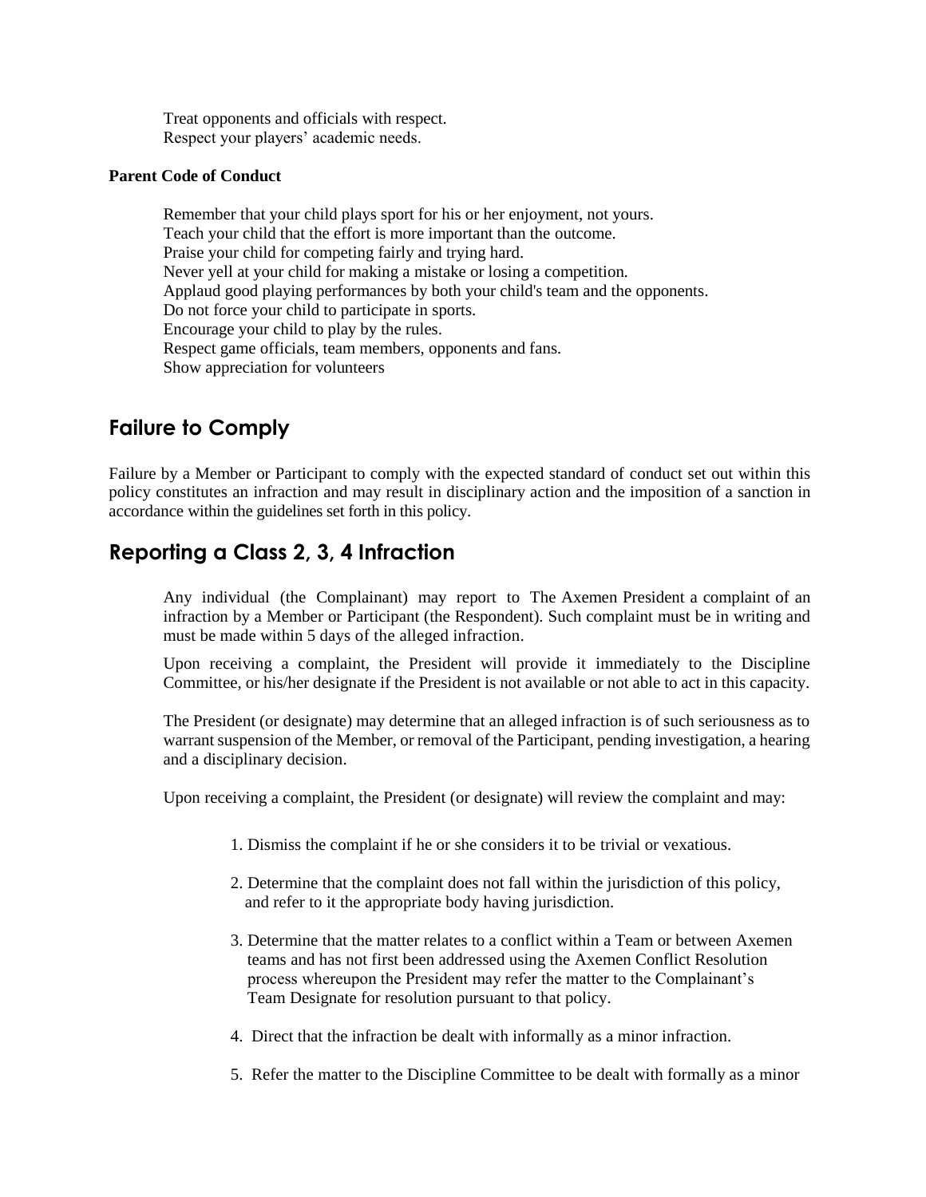Treat opponents and officials with respect.
Respect your players' academic needs.

**Parent Code of Conduct**

Remember that your child plays sport for his or her enjoyment, not yours.
Teach your child that the effort is more important than the outcome.
Praise your child for competing fairly and trying hard.
Never yell at your child for making a mistake or losing a competition.
Applaud good playing performances by both your child's team and the opponents.
Do not force your child to participate in sports.
Encourage your child to play by the rules.
Respect game officials, team members, opponents and fans.
Show appreciation for volunteers

## Failure to Comply

Failure by a Member or Participant to comply with the expected standard of conduct set out within this policy constitutes an infraction and may result in disciplinary action and the imposition of a sanction in accordance within the guidelines set forth in this policy.

## Reporting a Class 2, 3, 4 Infraction

Any individual (the Complainant) may report to The Axemen President a complaint of an infraction by a Member or Participant (the Respondent). Such complaint must be in writing and must be made within 5 days of the alleged infraction.

Upon receiving a complaint, the President will provide it immediately to the Discipline Committee, or his/her designate if the President is not available or not able to act in this capacity.

The President (or designate) may determine that an alleged infraction is of such seriousness as to warrant suspension of the Member, or removal of the Participant, pending investigation, a hearing and a disciplinary decision.

Upon receiving a complaint, the President (or designate) will review the complaint and may:

1. Dismiss the complaint if he or she considers it to be trivial or vexatious.
2. Determine that the complaint does not fall within the jurisdiction of this policy, and refer to it the appropriate body having jurisdiction.
3. Determine that the matter relates to a conflict within a Team or between Axemen teams and has not first been addressed using the Axemen Conflict Resolution process whereupon the President may refer the matter to the Complainant's Team Designate for resolution pursuant to that policy.
4. Direct that the infraction be dealt with informally as a minor infraction.
5. Refer the matter to the Discipline Committee to be dealt with formally as a minor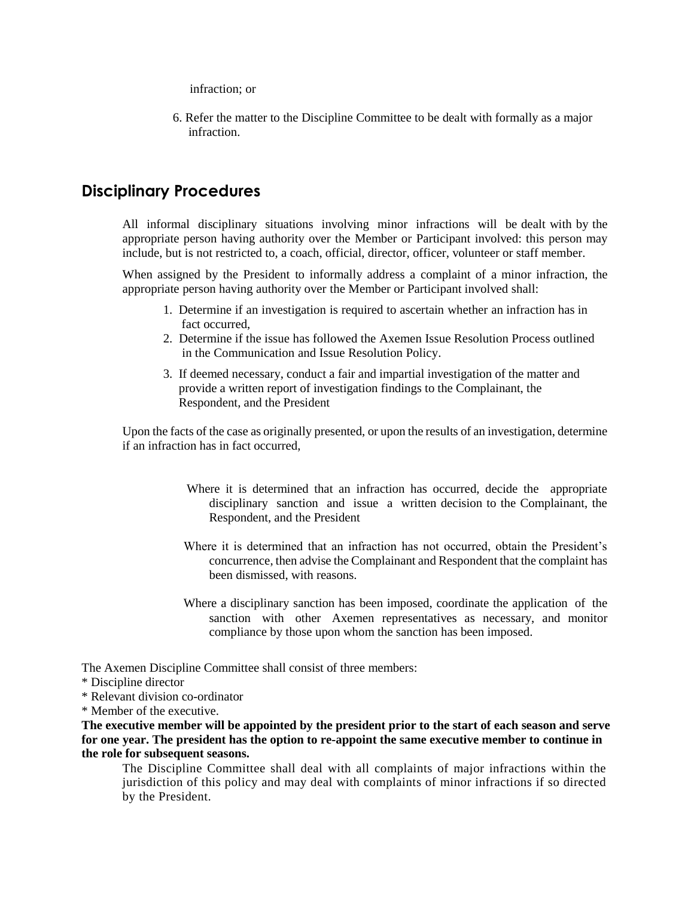infraction; or

6. Refer the matter to the Discipline Committee to be dealt with formally as a major infraction.

## Disciplinary Procedures

All informal disciplinary situations involving minor infractions will be dealt with by the appropriate person having authority over the Member or Participant involved: this person may include, but is not restricted to, a coach, official, director, officer, volunteer or staff member.

When assigned by the President to informally address a complaint of a minor infraction, the appropriate person having authority over the Member or Participant involved shall:

1. Determine if an investigation is required to ascertain whether an infraction has in fact occurred,
2. Determine if the issue has followed the Axemen Issue Resolution Process outlined in the Communication and Issue Resolution Policy.
3. If deemed necessary, conduct a fair and impartial investigation of the matter and provide a written report of investigation findings to the Complainant, the Respondent, and the President

Upon the facts of the case as originally presented, or upon the results of an investigation, determine if an infraction has in fact occurred,

Where it is determined that an infraction has occurred, decide the appropriate disciplinary sanction and issue a written decision to the Complainant, the Respondent, and the President

Where it is determined that an infraction has not occurred, obtain the President's concurrence, then advise the Complainant and Respondent that the complaint has been dismissed, with reasons.

Where a disciplinary sanction has been imposed, coordinate the application of the sanction with other Axemen representatives as necessary, and monitor compliance by those upon whom the sanction has been imposed.

The Axemen Discipline Committee shall consist of three members:

* Discipline director
* Relevant division co-ordinator
* Member of the executive.

**The executive member will be appointed by the president prior to the start of each season and serve for one year. The president has the option to re-appoint the same executive member to continue in the role for subsequent seasons.**

The Discipline Committee shall deal with all complaints of major infractions within the jurisdiction of this policy and may deal with complaints of minor infractions if so directed by the President.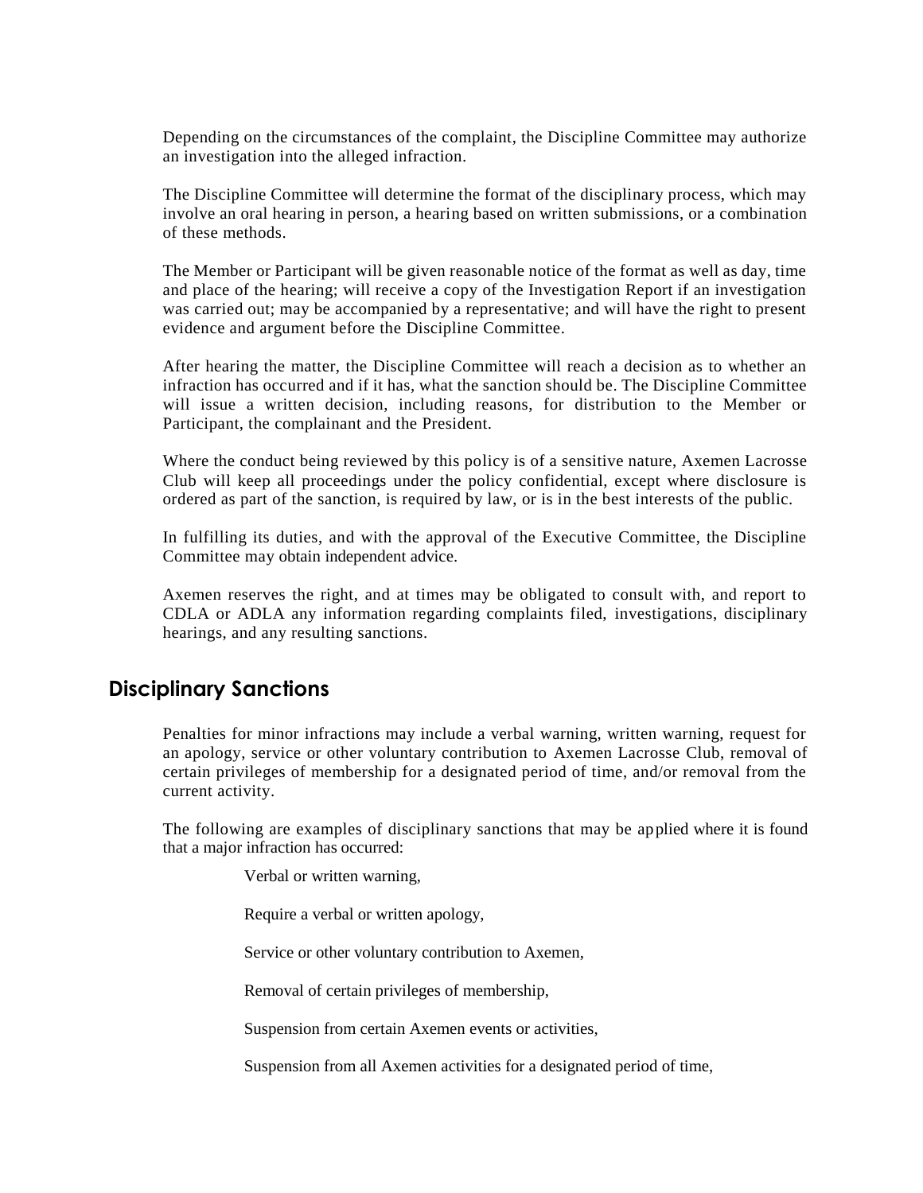Depending on the circumstances of the complaint, the Discipline Committee may authorize an investigation into the alleged infraction.

The Discipline Committee will determine the format of the disciplinary process, which may involve an oral hearing in person, a hearing based on written submissions, or a combination of these methods.

The Member or Participant will be given reasonable notice of the format as well as day, time and place of the hearing; will receive a copy of the Investigation Report if an investigation was carried out; may be accompanied by a representative; and will have the right to present evidence and argument before the Discipline Committee.

After hearing the matter, the Discipline Committee will reach a decision as to whether an infraction has occurred and if it has, what the sanction should be. The Discipline Committee will issue a written decision, including reasons, for distribution to the Member or Participant, the complainant and the President.

Where the conduct being reviewed by this policy is of a sensitive nature, Axemen Lacrosse Club will keep all proceedings under the policy confidential, except where disclosure is ordered as part of the sanction, is required by law, or is in the best interests of the public.

In fulfilling its duties, and with the approval of the Executive Committee, the Discipline Committee may obtain independent advice.

Axemen reserves the right, and at times may be obligated to consult with, and report to CDLA or ADLA any information regarding complaints filed, investigations, disciplinary hearings, and any resulting sanctions.

## Disciplinary Sanctions

Penalties for minor infractions may include a verbal warning, written warning, request for an apology, service or other voluntary contribution to Axemen Lacrosse Club, removal of certain privileges of membership for a designated period of time, and/or removal from the current activity.

The following are examples of disciplinary sanctions that may be applied where it is found that a major infraction has occurred:

- Verbal or written warning,
- Require a verbal or written apology,
- Service or other voluntary contribution to Axemen,
- Removal of certain privileges of membership,
- Suspension from certain Axemen events or activities,
- Suspension from all Axemen activities for a designated period of time,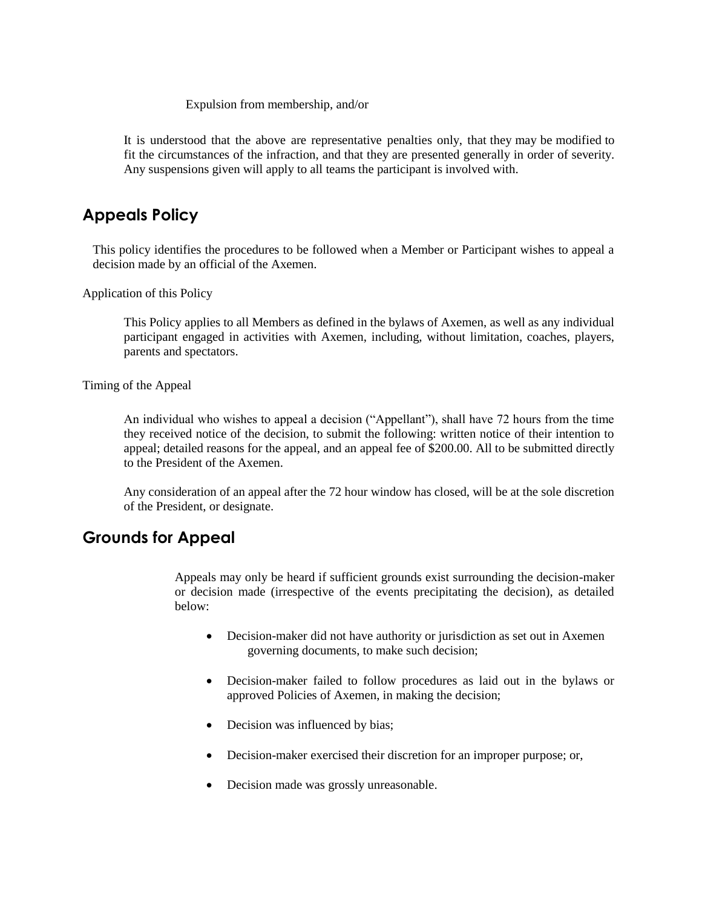Expulsion from membership, and/or

It is understood that the above are representative penalties only, that they may be modified to fit the circumstances of the infraction, and that they are presented generally in order of severity. Any suspensions given will apply to all teams the participant is involved with.

## Appeals Policy

This policy identifies the procedures to be followed when a Member or Participant wishes to appeal a decision made by an official of the Axemen.

Application of this Policy

This Policy applies to all Members as defined in the bylaws of Axemen, as well as any individual participant engaged in activities with Axemen, including, without limitation, coaches, players, parents and spectators.

Timing of the Appeal

An individual who wishes to appeal a decision ("Appellant"), shall have 72 hours from the time they received notice of the decision, to submit the following: written notice of their intention to appeal; detailed reasons for the appeal, and an appeal fee of $200.00. All to be submitted directly to the President of the Axemen.

Any consideration of an appeal after the 72 hour window has closed, will be at the sole discretion of the President, or designate.

## Grounds for Appeal

Appeals may only be heard if sufficient grounds exist surrounding the decision-maker or decision made (irrespective of the events precipitating the decision), as detailed below:

- Decision-maker did not have authority or jurisdiction as set out in Axemen governing documents, to make such decision;
- Decision-maker failed to follow procedures as laid out in the bylaws or approved Policies of Axemen, in making the decision;
- Decision was influenced by bias;
- Decision-maker exercised their discretion for an improper purpose; or,
- Decision made was grossly unreasonable.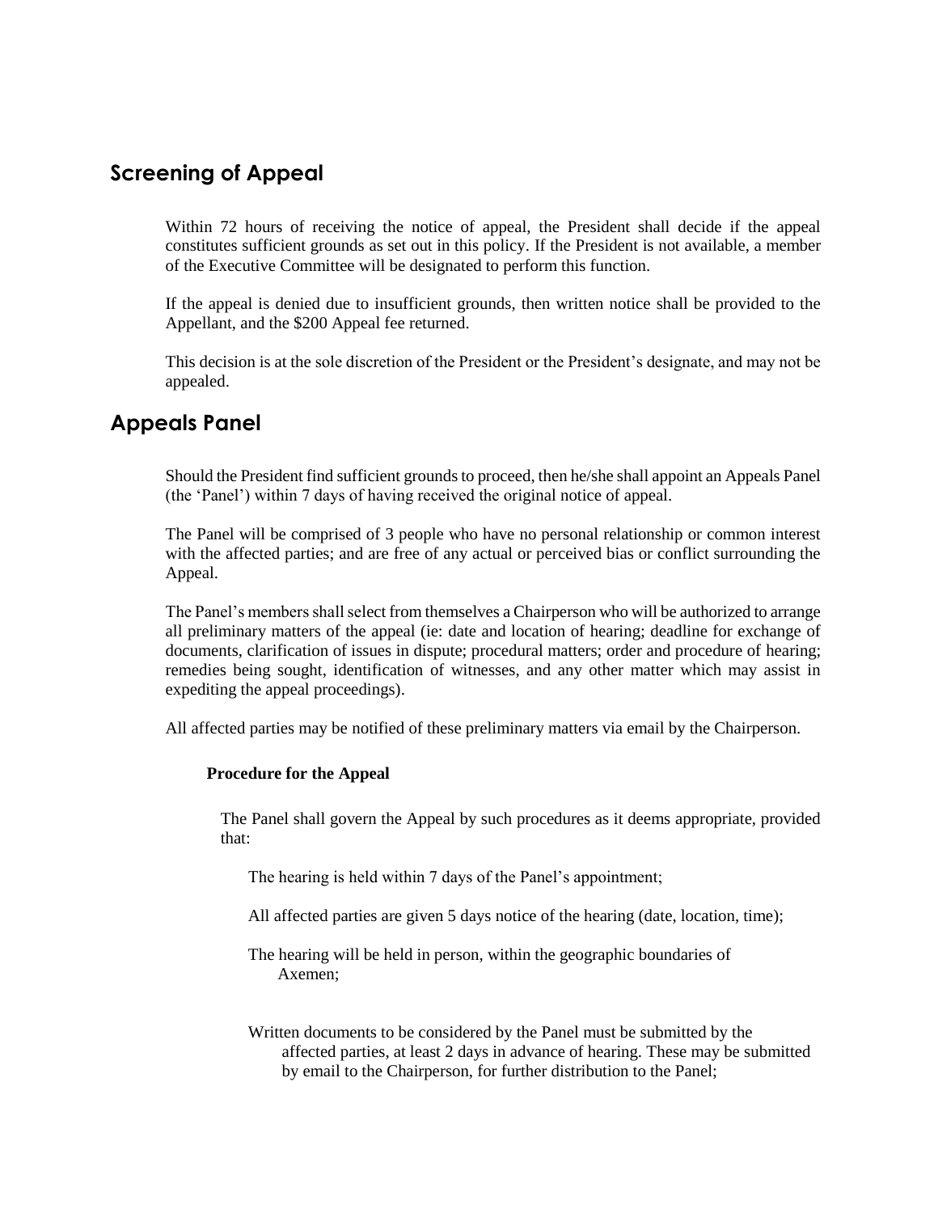## Screening of Appeal

Within 72 hours of receiving the notice of appeal, the President shall decide if the appeal constitutes sufficient grounds as set out in this policy. If the President is not available, a member of the Executive Committee will be designated to perform this function.

If the appeal is denied due to insufficient grounds, then written notice shall be provided to the Appellant, and the $200 Appeal fee returned.

This decision is at the sole discretion of the President or the President's designate, and may not be appealed.

## Appeals Panel

Should the President find sufficient grounds to proceed, then he/she shall appoint an Appeals Panel (the 'Panel') within 7 days of having received the original notice of appeal.

The Panel will be comprised of 3 people who have no personal relationship or common interest with the affected parties; and are free of any actual or perceived bias or conflict surrounding the Appeal.

The Panel's members shall select from themselves a Chairperson who will be authorized to arrange all preliminary matters of the appeal (ie: date and location of hearing; deadline for exchange of documents, clarification of issues in dispute; procedural matters; order and procedure of hearing; remedies being sought, identification of witnesses, and any other matter which may assist in expediting the appeal proceedings).

All affected parties may be notified of these preliminary matters via email by the Chairperson.

### Procedure for the Appeal

The Panel shall govern the Appeal by such procedures as it deems appropriate, provided that:

The hearing is held within 7 days of the Panel's appointment;

All affected parties are given 5 days notice of the hearing (date, location, time);

The hearing will be held in person, within the geographic boundaries of Axemen;

Written documents to be considered by the Panel must be submitted by the affected parties, at least 2 days in advance of hearing. These may be submitted by email to the Chairperson, for further distribution to the Panel;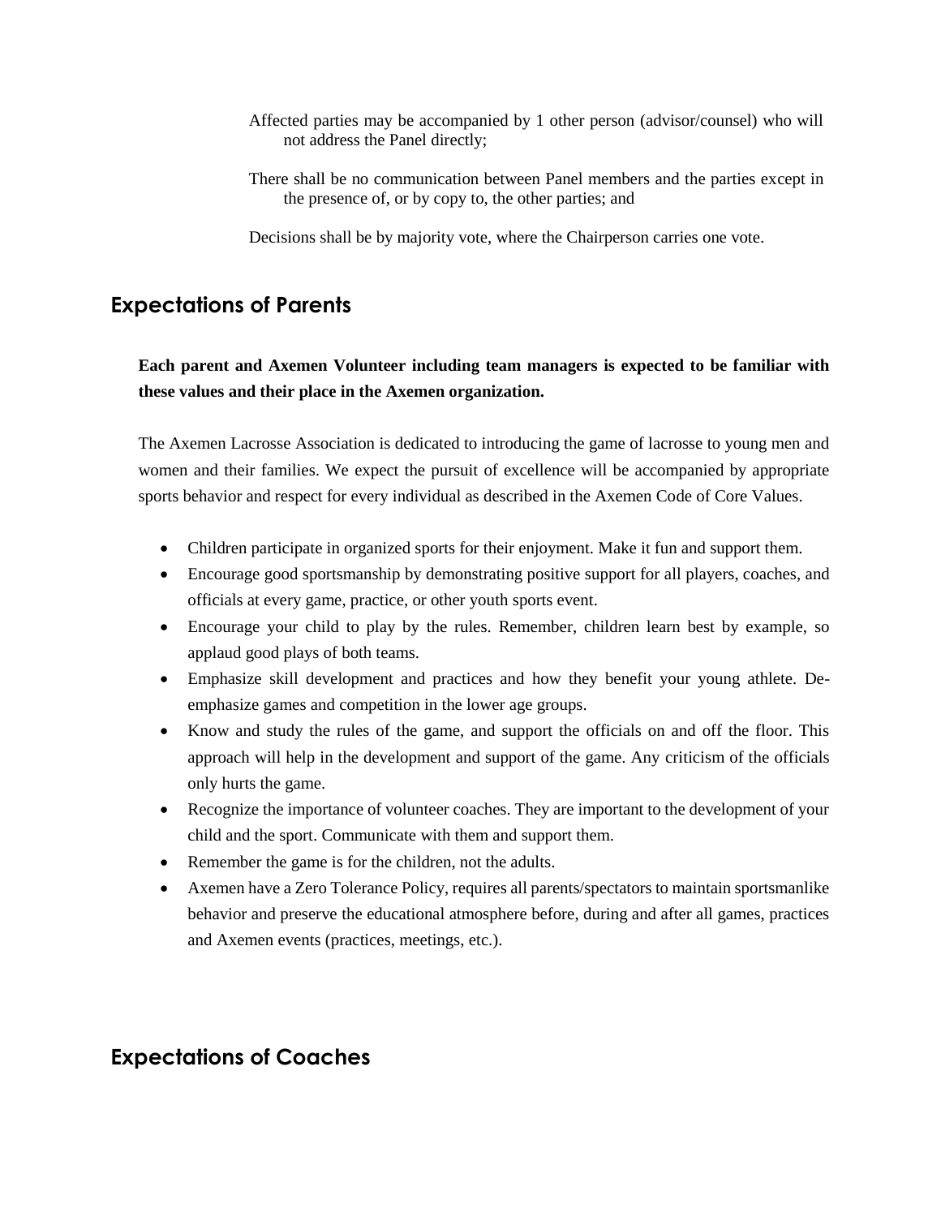Affected parties may be accompanied by 1 other person (advisor/counsel) who will not address the Panel directly;

There shall be no communication between Panel members and the parties except in the presence of, or by copy to, the other parties; and

Decisions shall be by majority vote, where the Chairperson carries one vote.

## Expectations of Parents

**Each parent and Axemen Volunteer including team managers is expected to be familiar with these values and their place in the Axemen organization.**

The Axemen Lacrosse Association is dedicated to introducing the game of lacrosse to young men and women and their families. We expect the pursuit of excellence will be accompanied by appropriate sports behavior and respect for every individual as described in the Axemen Code of Core Values.

- Children participate in organized sports for their enjoyment. Make it fun and support them.
- Encourage good sportsmanship by demonstrating positive support for all players, coaches, and officials at every game, practice, or other youth sports event.
- Encourage your child to play by the rules. Remember, children learn best by example, so applaud good plays of both teams.
- Emphasize skill development and practices and how they benefit your young athlete. De-emphasize games and competition in the lower age groups.
- Know and study the rules of the game, and support the officials on and off the floor. This approach will help in the development and support of the game. Any criticism of the officials only hurts the game.
- Recognize the importance of volunteer coaches. They are important to the development of your child and the sport. Communicate with them and support them.
- Remember the game is for the children, not the adults.
- Axemen have a Zero Tolerance Policy, requires all parents/spectators to maintain sportsmanlike behavior and preserve the educational atmosphere before, during and after all games, practices and Axemen events (practices, meetings, etc.).

## Expectations of Coaches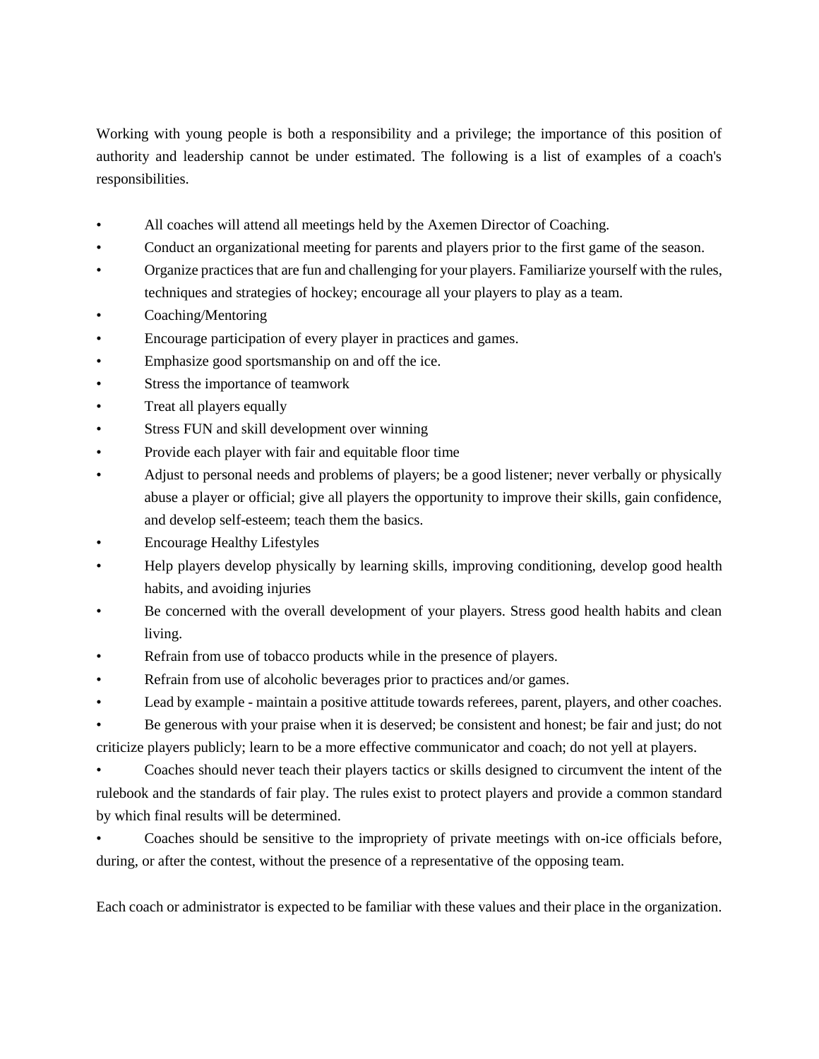Working with young people is both a responsibility and a privilege; the importance of this position of authority and leadership cannot be under estimated. The following is a list of examples of a coach's responsibilities.

- All coaches will attend all meetings held by the Axemen Director of Coaching.
- Conduct an organizational meeting for parents and players prior to the first game of the season.
- Organize practices that are fun and challenging for your players. Familiarize yourself with the rules, techniques and strategies of hockey; encourage all your players to play as a team.
- Coaching/Mentoring
- Encourage participation of every player in practices and games.
- Emphasize good sportsmanship on and off the ice.
- Stress the importance of teamwork
- Treat all players equally
- Stress FUN and skill development over winning
- Provide each player with fair and equitable floor time
- Adjust to personal needs and problems of players; be a good listener; never verbally or physically abuse a player or official; give all players the opportunity to improve their skills, gain confidence, and develop self-esteem; teach them the basics.
- Encourage Healthy Lifestyles
- Help players develop physically by learning skills, improving conditioning, develop good health habits, and avoiding injuries
- Be concerned with the overall development of your players. Stress good health habits and clean living.
- Refrain from use of tobacco products while in the presence of players.
- Refrain from use of alcoholic beverages prior to practices and/or games.
- Lead by example - maintain a positive attitude towards referees, parent, players, and other coaches.
- Be generous with your praise when it is deserved; be consistent and honest; be fair and just; do not criticize players publicly; learn to be a more effective communicator and coach; do not yell at players.
- Coaches should never teach their players tactics or skills designed to circumvent the intent of the rulebook and the standards of fair play. The rules exist to protect players and provide a common standard by which final results will be determined.
- Coaches should be sensitive to the impropriety of private meetings with on-ice officials before, during, or after the contest, without the presence of a representative of the opposing team.

Each coach or administrator is expected to be familiar with these values and their place in the organization.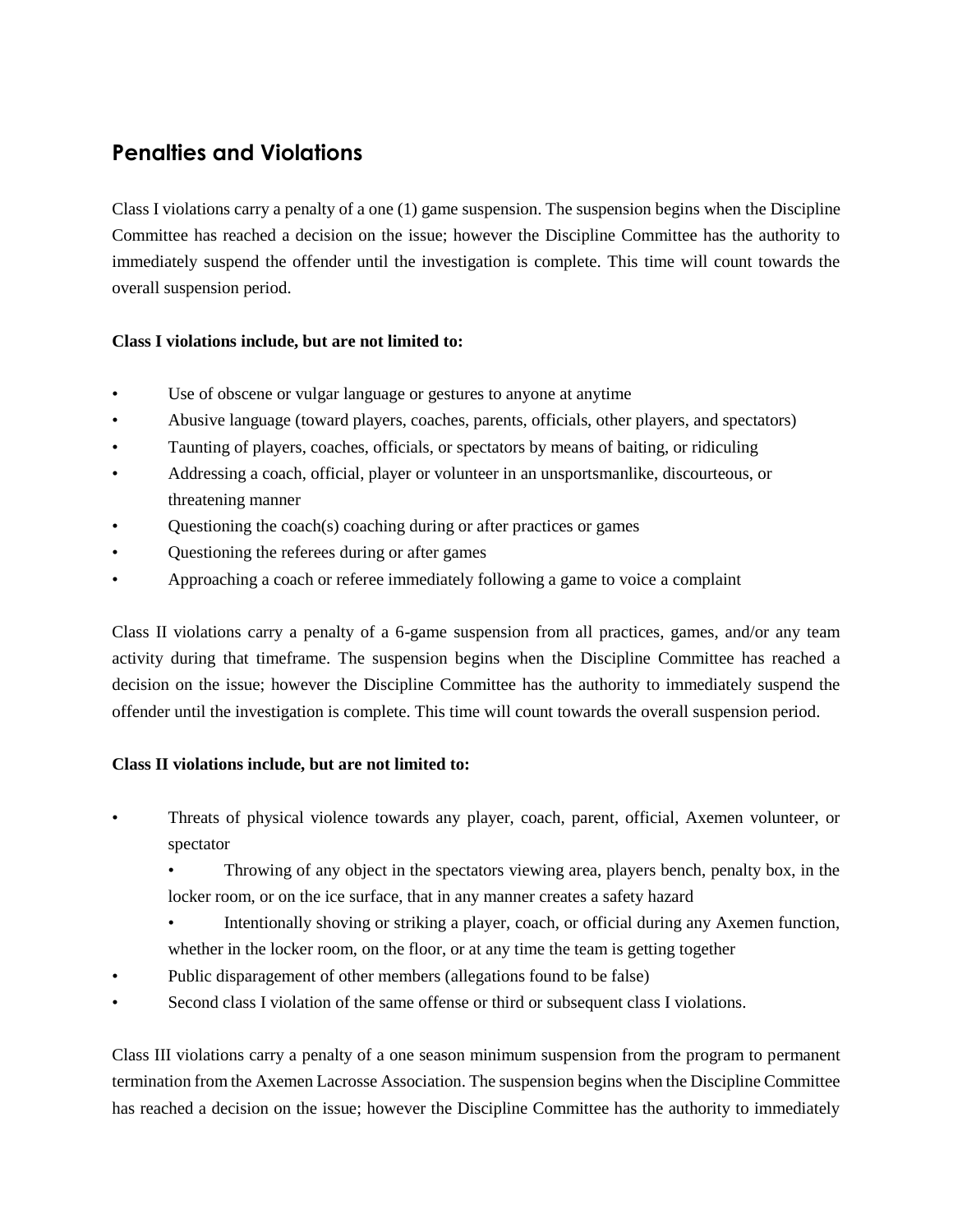## Penalties and Violations

Class I violations carry a penalty of a one (1) game suspension. The suspension begins when the Discipline Committee has reached a decision on the issue; however the Discipline Committee has the authority to immediately suspend the offender until the investigation is complete. This time will count towards the overall suspension period.

**Class I violations include, but are not limited to:**

- Use of obscene or vulgar language or gestures to anyone at anytime
- Abusive language (toward players, coaches, parents, officials, other players, and spectators)
- Taunting of players, coaches, officials, or spectators by means of baiting, or ridiculing
- Addressing a coach, official, player or volunteer in an unsportsmanlike, discourteous, or threatening manner
- Questioning the coach(s) coaching during or after practices or games
- Questioning the referees during or after games
- Approaching a coach or referee immediately following a game to voice a complaint

Class II violations carry a penalty of a 6-game suspension from all practices, games, and/or any team activity during that timeframe. The suspension begins when the Discipline Committee has reached a decision on the issue; however the Discipline Committee has the authority to immediately suspend the offender until the investigation is complete. This time will count towards the overall suspension period.

**Class II violations include, but are not limited to:**

- Threats of physical violence towards any player, coach, parent, official, Axemen volunteer, or spectator
  - Throwing of any object in the spectators viewing area, players bench, penalty box, in the locker room, or on the ice surface, that in any manner creates a safety hazard
  - Intentionally shoving or striking a player, coach, or official during any Axemen function, whether in the locker room, on the floor, or at any time the team is getting together
- Public disparagement of other members (allegations found to be false)
- Second class I violation of the same offense or third or subsequent class I violations.

Class III violations carry a penalty of a one season minimum suspension from the program to permanent termination from the Axemen Lacrosse Association. The suspension begins when the Discipline Committee has reached a decision on the issue; however the Discipline Committee has the authority to immediately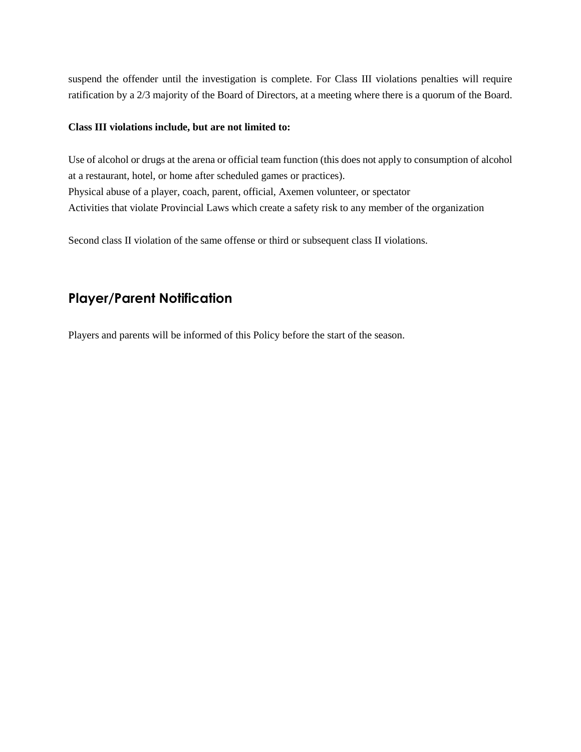suspend the offender until the investigation is complete. For Class III violations penalties will require ratification by a 2/3 majority of the Board of Directors, at a meeting where there is a quorum of the Board.

**Class III violations include, but are not limited to:**

Use of alcohol or drugs at the arena or official team function (this does not apply to consumption of alcohol at a restaurant, hotel, or home after scheduled games or practices).
Physical abuse of a player, coach, parent, official, Axemen volunteer, or spectator
Activities that violate Provincial Laws which create a safety risk to any member of the organization

Second class II violation of the same offense or third or subsequent class II violations.

## Player/Parent Notification

Players and parents will be informed of this Policy before the start of the season.